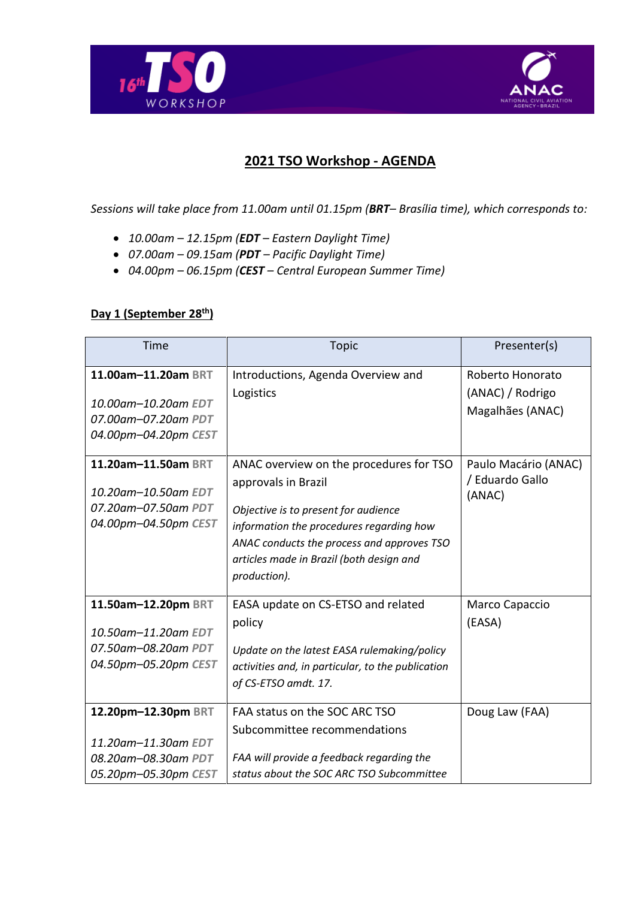# 2021 TSO Workshop - AGENDA

*Sessions will take place from 11.00am until 01.15pm (**BRT**– Brasília time), which corresponds to:*

- *10.00am – 12.15pm (**EDT** – Eastern Daylight Time)*
- *07.00am – 09.15am (**PDT** – Pacific Daylight Time)*
- *04.00pm – 06.15pm (**CEST** – Central European Summer Time)*

## Day 1 (September 28th)

| Time | Topic | Presenter(s) |
| --- | --- | --- |
| **11.00am–11.20am** BRT<br>*10.00am–10.20am EDT*<br>*07.00am–07.20am PDT*<br>*04.00pm–04.20pm CEST* | Introductions, Agenda Overview and Logistics | Roberto Honorato (ANAC) / Rodrigo Magalhães (ANAC) |
| **11.20am–11.50am** BRT<br>*10.20am–10.50am EDT*<br>*07.20am–07.50am PDT*<br>*04.00pm–04.50pm CEST* | ANAC overview on the procedures for TSO approvals in Brazil<br>*Objective is to present for audience information the procedures regarding how ANAC conducts the process and approves TSO articles made in Brazil (both design and production).* | Paulo Macário (ANAC) / Eduardo Gallo (ANAC) |
| **11.50am–12.20pm** BRT<br>*10.50am–11.20am EDT*<br>*07.50am–08.20am PDT*<br>*04.50pm–05.20pm CEST* | EASA update on CS-ETSO and related policy<br>*Update on the latest EASA rulemaking/policy activities and, in particular, to the publication of CS-ETSO amdt. 17.* | Marco Capaccio (EASA) |
| **12.20pm–12.30pm** BRT<br>*11.20am–11.30am EDT*<br>*08.20am–08.30am PDT*<br>*05.20pm–05.30pm CEST* | FAA status on the SOC ARC TSO Subcommittee recommendations<br>*FAA will provide a feedback regarding the status about the SOC ARC TSO Subcommittee* | Doug Law (FAA) |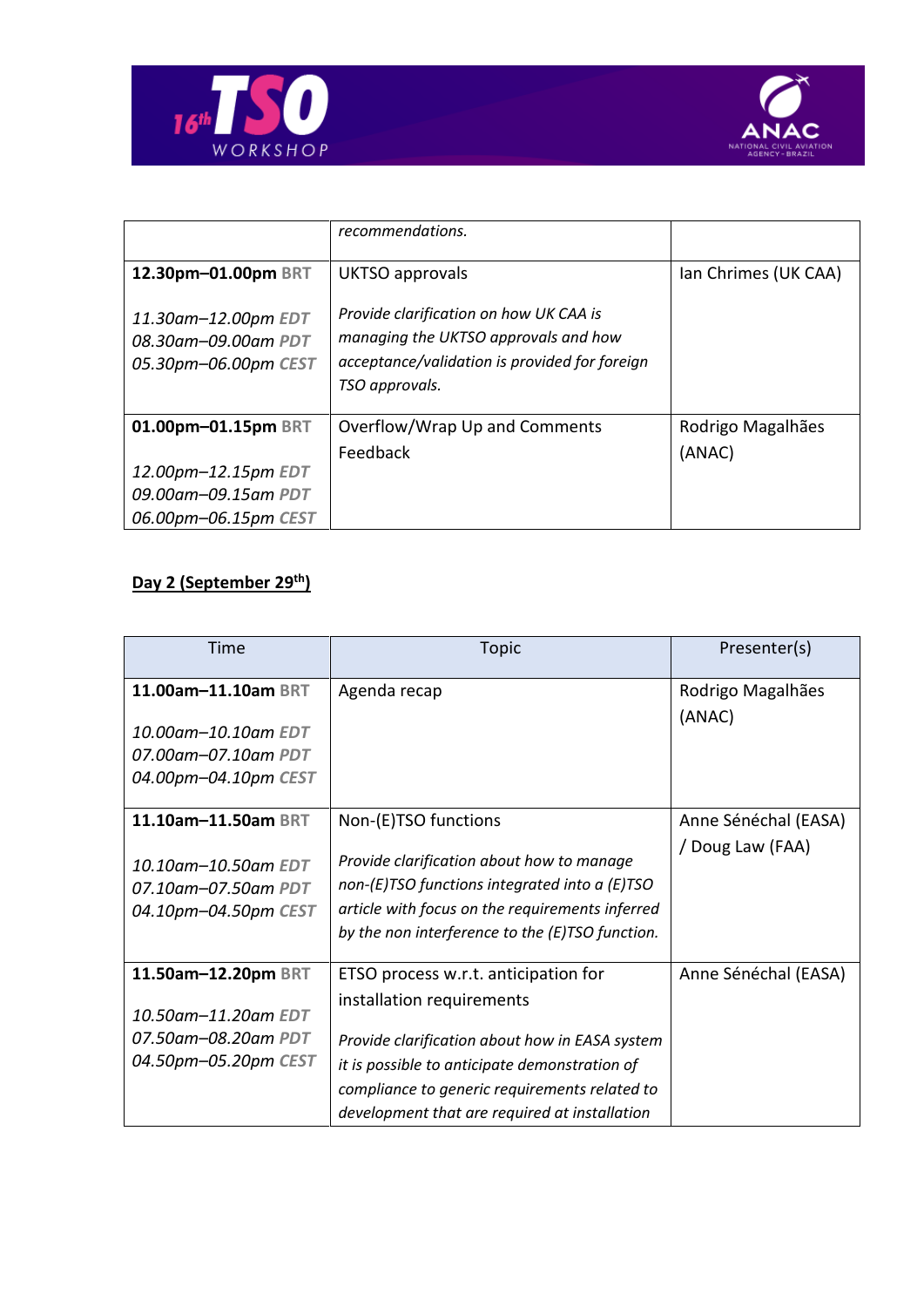| | | |
|---|---|---|
| | *recommendations.* | |
| **12.30pm–01.00pm** BRT<br><br>*11.30am–12.00pm EDT*<br>*08.30am–09.00am PDT*<br>*05.30pm–06.00pm CEST* | UKTSO approvals<br><br>*Provide clarification on how UK CAA is managing the UKTSO approvals and how acceptance/validation is provided for foreign TSO approvals.* | Ian Chrimes (UK CAA) |
| **01.00pm–01.15pm** BRT<br><br>*12.00pm–12.15pm EDT*<br>*09.00am–09.15am PDT*<br>*06.00pm–06.15pm CEST* | Overflow/Wrap Up and Comments Feedback | Rodrigo Magalhães (ANAC) |

## Day 2 (September 29th)

| Time | Topic | Presenter(s) |
|---|---|---|
| **11.00am–11.10am** BRT<br><br>*10.00am–10.10am EDT*<br>*07.00am–07.10am PDT*<br>*04.00pm–04.10pm CEST* | Agenda recap | Rodrigo Magalhães (ANAC) |
| **11.10am–11.50am** BRT<br><br>*10.10am–10.50am EDT*<br>*07.10am–07.50am PDT*<br>*04.10pm–04.50pm CEST* | Non-(E)TSO functions<br><br>*Provide clarification about how to manage non-(E)TSO functions integrated into a (E)TSO article with focus on the requirements inferred by the non interference to the (E)TSO function.* | Anne Sénéchal (EASA) / Doug Law (FAA) |
| **11.50am–12.20pm** BRT<br><br>*10.50am–11.20am EDT*<br>*07.50am–08.20am PDT*<br>*04.50pm–05.20pm CEST* | ETSO process w.r.t. anticipation for installation requirements<br><br>*Provide clarification about how in EASA system it is possible to anticipate demonstration of compliance to generic requirements related to development that are required at installation* | Anne Sénéchal (EASA) |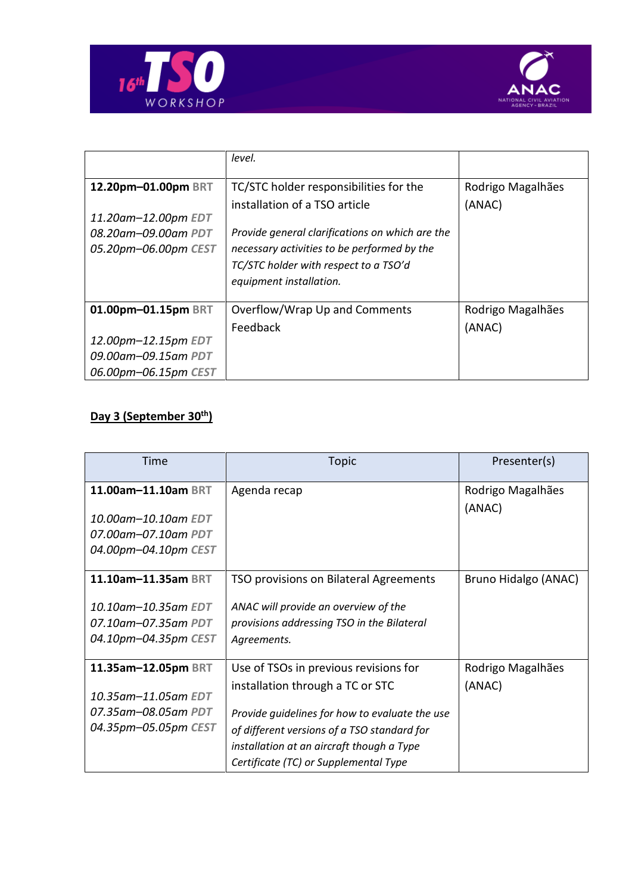| | | |
|---|---|---|
| | *level.* | |
| **12.20pm–01.00pm** BRT<br><br>*11.20am–12.00pm EDT*<br>*08.20am–09.00am PDT*<br>*05.20pm–06.00pm CEST* | TC/STC holder responsibilities for the installation of a TSO article<br><br>*Provide general clarifications on which are the necessary activities to be performed by the TC/STC holder with respect to a TSO'd equipment installation.* | Rodrigo Magalhães (ANAC) |
| **01.00pm–01.15pm** BRT<br><br>*12.00pm–12.15pm EDT*<br>*09.00am–09.15am PDT*<br>*06.00pm–06.15pm CEST* | Overflow/Wrap Up and Comments Feedback | Rodrigo Magalhães (ANAC) |

**Day 3 (September 30th)**

| Time | Topic | Presenter(s) |
|---|---|---|
| **11.00am–11.10am** BRT<br><br>*10.00am–10.10am EDT*<br>*07.00am–07.10am PDT*<br>*04.00pm–04.10pm CEST* | Agenda recap | Rodrigo Magalhães (ANAC) |
| **11.10am–11.35am** BRT<br><br>*10.10am–10.35am EDT*<br>*07.10am–07.35am PDT*<br>*04.10pm–04.35pm CEST* | TSO provisions on Bilateral Agreements<br><br>*ANAC will provide an overview of the provisions addressing TSO in the Bilateral Agreements.* | Bruno Hidalgo (ANAC) |
| **11.35am–12.05pm** BRT<br><br>*10.35am–11.05am EDT*<br>*07.35am–08.05am PDT*<br>*04.35pm–05.05pm CEST* | Use of TSOs in previous revisions for installation through a TC or STC<br><br>*Provide guidelines for how to evaluate the use of different versions of a TSO standard for installation at an aircraft though a Type Certificate (TC) or Supplemental Type* | Rodrigo Magalhães (ANAC) |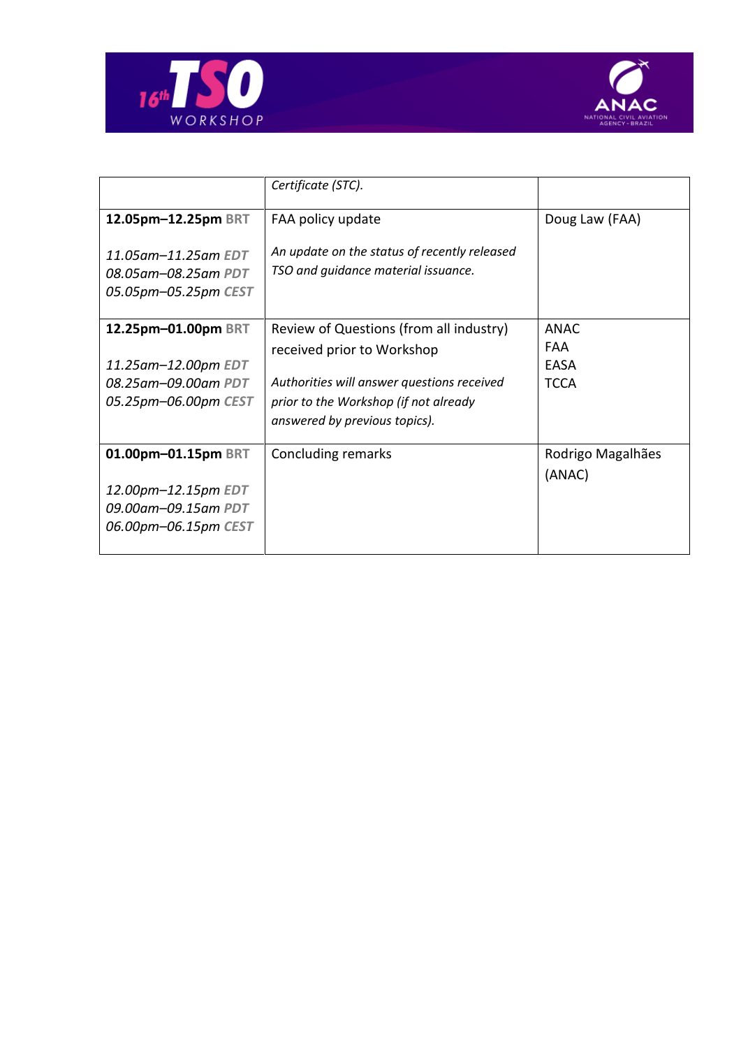| | | |
|---|---|---|
| | *Certificate (STC).* | |
| **12.05pm–12.25pm** BRT<br><br>*11.05am–11.25am EDT*<br>*08.05am–08.25am PDT*<br>*05.05pm–05.25pm CEST* | FAA policy update<br><br>*An update on the status of recently released TSO and guidance material issuance.* | Doug Law (FAA) |
| **12.25pm–01.00pm** BRT<br><br>*11.25am–12.00pm EDT*<br>*08.25am–09.00am PDT*<br>*05.25pm–06.00pm CEST* | Review of Questions (from all industry) received prior to Workshop<br><br>*Authorities will answer questions received prior to the Workshop (if not already answered by previous topics).* | ANAC<br>FAA<br>EASA<br>TCCA |
| **01.00pm–01.15pm** BRT<br><br>*12.00pm–12.15pm EDT*<br>*09.00am–09.15am PDT*<br>*06.00pm–06.15pm CEST* | Concluding remarks | Rodrigo Magalhães (ANAC) |